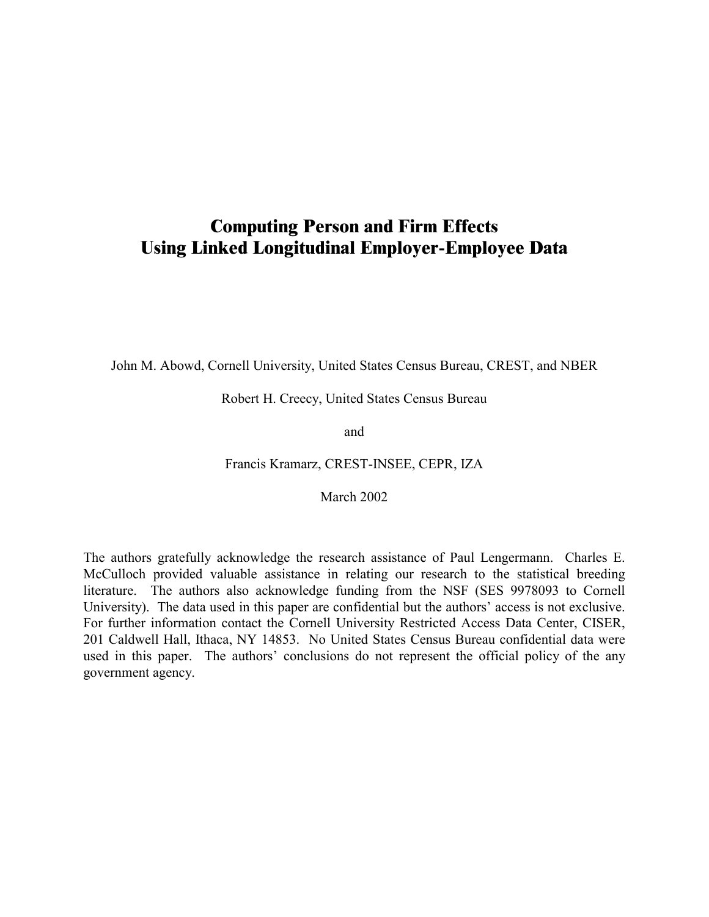# Computing Person and Firm Effects Using Linked Longitudinal Employer-Employee Data

John M. Abowd, Cornell University, United States Census Bureau, CREST, and NBER

Robert H. Creecy, United States Census Bureau

and

Francis Kramarz, CREST-INSEE, CEPR, IZA

March 2002

The authors gratefully acknowledge the research assistance of Paul Lengermann. Charles E. McCulloch provided valuable assistance in relating our research to the statistical breeding literature. The authors also acknowledge funding from the NSF (SES 9978093 to Cornell University). The data used in this paper are confidential but the authors' access is not exclusive. For further information contact the Cornell University Restricted Access Data Center, CISER, 201 Caldwell Hall, Ithaca, NY 14853. No United States Census Bureau confidential data were used in this paper. The authors' conclusions do not represent the official policy of the any government agency.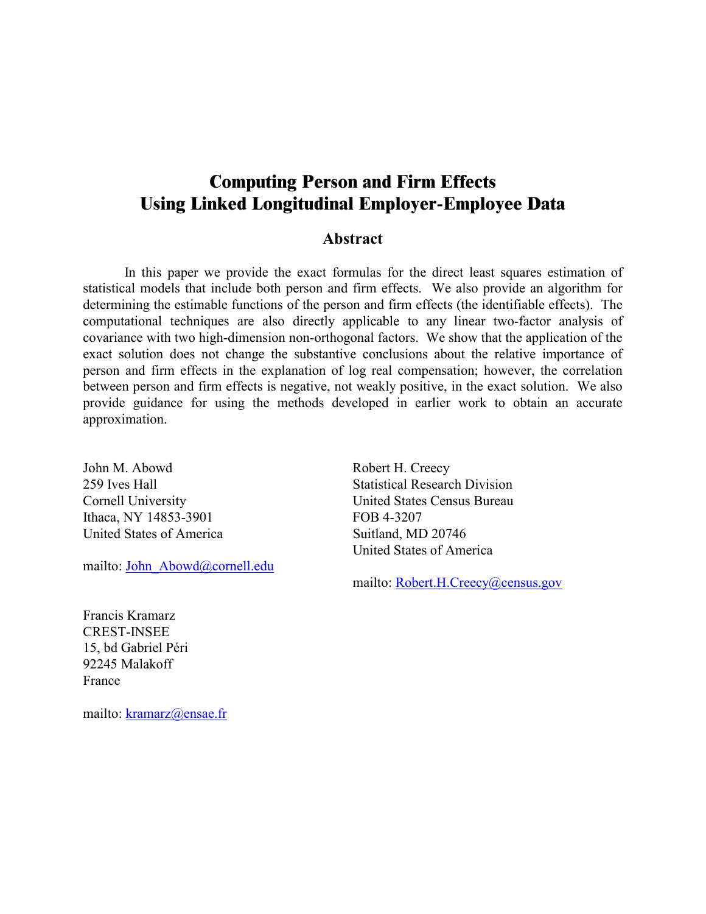# Computing Person and Firm Effects Using Linked Longitudinal Employer-Employee Data

## Abstract

In this paper we provide the exact formulas for the direct least squares estimation of statistical models that include both person and firm effects. We also provide an algorithm for determining the estimable functions of the person and firm effects (the identifiable effects). The computational techniques are also directly applicable to any linear two-factor analysis of covariance with two high-dimension non-orthogonal factors. We show that the application of the exact solution does not change the substantive conclusions about the relative importance of person and firm effects in the explanation of log real compensation; however, the correlation between person and firm effects is negative, not weakly positive, in the exact solution. We also provide guidance for using the methods developed in earlier work to obtain an accurate approximation.

John M. Abowd
259 Ives Hall
Cornell University
Ithaca, NY 14853-3901
United States of America

mailto: John_Abowd@cornell.edu

Robert H. Creecy
Statistical Research Division
United States Census Bureau
FOB 4-3207
Suitland, MD 20746
United States of America

mailto: Robert.H.Creecy@census.gov

Francis Kramarz
CREST-INSEE
15, bd Gabriel Péri
92245 Malakoff
France

mailto: kramarz@ensae.fr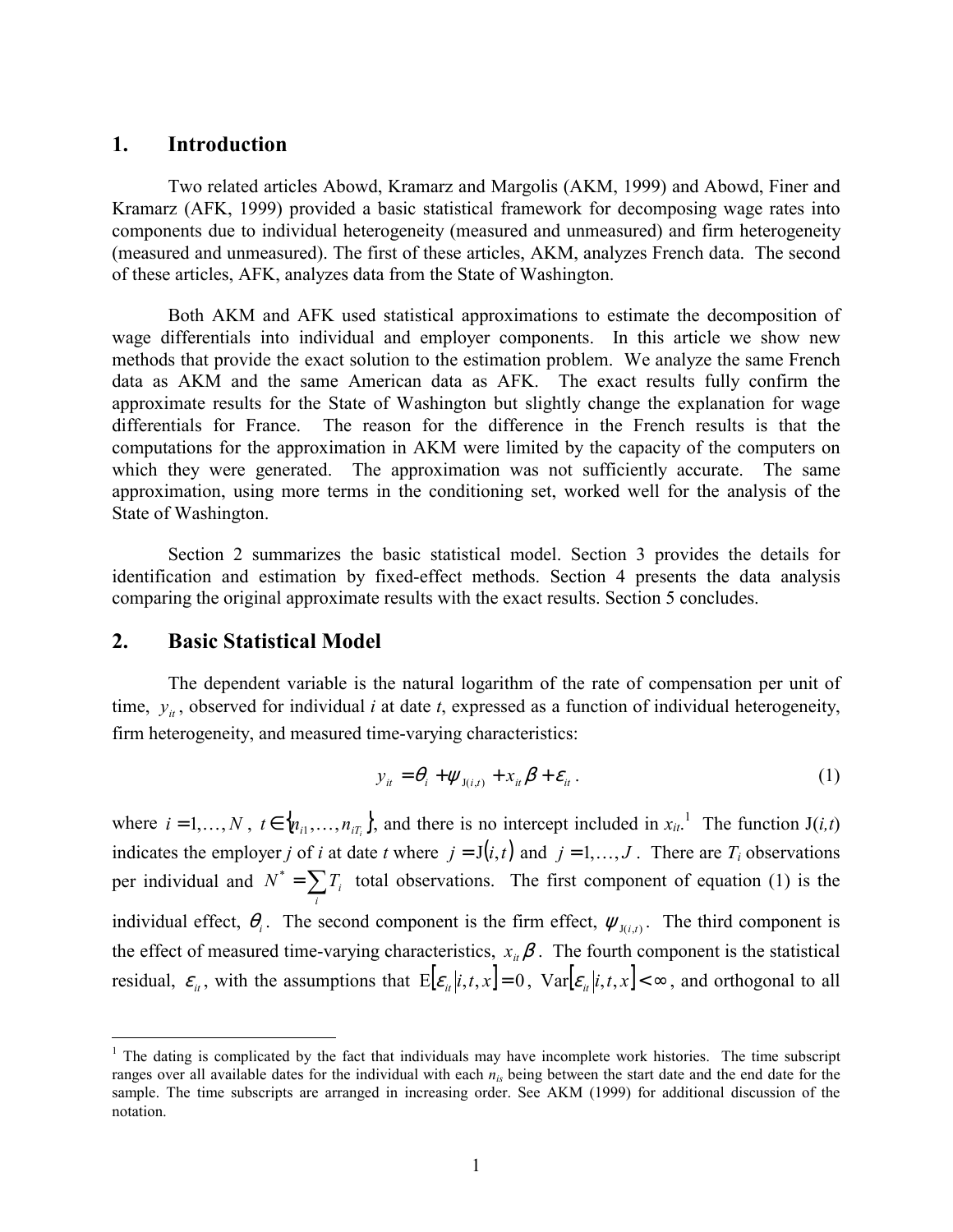## 1. Introduction

Two related articles Abowd, Kramarz and Margolis (AKM, 1999) and Abowd, Finer and Kramarz (AFK, 1999) provided a basic statistical framework for decomposing wage rates into components due to individual heterogeneity (measured and unmeasured) and firm heterogeneity (measured and unmeasured). The first of these articles, AKM, analyzes French data. The second of these articles, AFK, analyzes data from the State of Washington.

Both AKM and AFK used statistical approximations to estimate the decomposition of wage differentials into individual and employer components. In this article we show new methods that provide the exact solution to the estimation problem. We analyze the same French data as AKM and the same American data as AFK. The exact results fully confirm the approximate results for the State of Washington but slightly change the explanation for wage differentials for France. The reason for the difference in the French results is that the computations for the approximation in AKM were limited by the capacity of the computers on which they were generated. The approximation was not sufficiently accurate. The same approximation, using more terms in the conditioning set, worked well for the analysis of the State of Washington.

Section 2 summarizes the basic statistical model. Section 3 provides the details for identification and estimation by fixed-effect methods. Section 4 presents the data analysis comparing the original approximate results with the exact results. Section 5 concludes.

## 2. Basic Statistical Model

The dependent variable is the natural logarithm of the rate of compensation per unit of time, $y_{it}$, observed for individual $i$ at date $t$, expressed as a function of individual heterogeneity, firm heterogeneity, and measured time-varying characteristics:

$$y_{it} = \theta_i + \psi_{\mathrm{J}(i,t)} + x_{it}\beta + \varepsilon_{it}\,. \tag{1}$$

where $i = 1,\ldots,N$, $t \in \{n_{i1},\ldots,n_{iT_i}\}$, and there is no intercept included in $x_{it}$.[1] The function J($i,t$) indicates the employer $j$ of $i$ at date $t$ where $j = \mathrm{J}(i,t)$ and $j = 1,\ldots,J$. There are $T_i$ observations per individual and $N^* = \sum_i T_i$ total observations. The first component of equation (1) is the individual effect, $\theta_i$. The second component is the firm effect, $\psi_{\mathrm{J}(i,t)}$. The third component is the effect of measured time-varying characteristics, $x_{it}\beta$. The fourth component is the statistical residual, $\varepsilon_{it}$, with the assumptions that $\mathrm{E}[\varepsilon_{it}|i,t,x] = 0$, $\mathrm{Var}[\varepsilon_{it}|i,t,x] < \infty$, and orthogonal to all

---

[1] The dating is complicated by the fact that individuals may have incomplete work histories. The time subscript ranges over all available dates for the individual with each $n_{is}$ being between the start date and the end date for the sample. The time subscripts are arranged in increasing order. See AKM (1999) for additional discussion of the notation.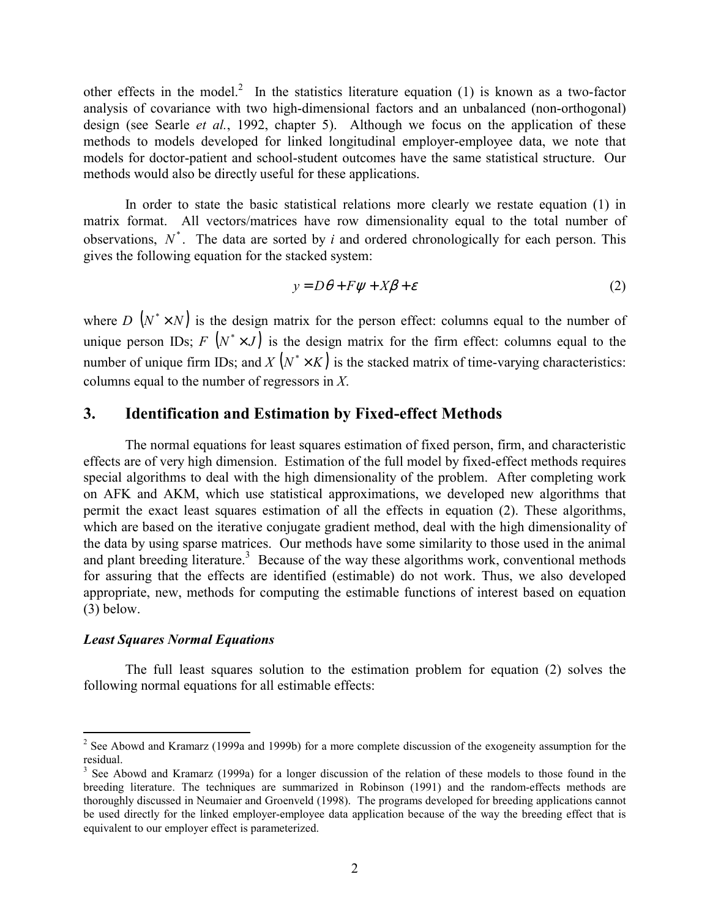other effects in the model.[2] In the statistics literature equation (1) is known as a two-factor analysis of covariance with two high-dimensional factors and an unbalanced (non-orthogonal) design (see Searle *et al.*, 1992, chapter 5). Although we focus on the application of these methods to models developed for linked longitudinal employer-employee data, we note that models for doctor-patient and school-student outcomes have the same statistical structure. Our methods would also be directly useful for these applications.

In order to state the basic statistical relations more clearly we restate equation (1) in matrix format. All vectors/matrices have row dimensionality equal to the total number of observations, $N^*$. The data are sorted by *i* and ordered chronologically for each person. This gives the following equation for the stacked system:

$$y = D\theta + F\psi + X\beta + \varepsilon \tag{2}$$

where $D$ $(N^* \times N)$ is the design matrix for the person effect: columns equal to the number of unique person IDs; $F$ $(N^* \times J)$ is the design matrix for the firm effect: columns equal to the number of unique firm IDs; and $X$ $(N^* \times K)$ is the stacked matrix of time-varying characteristics: columns equal to the number of regressors in *X*.

## 3. Identification and Estimation by Fixed-effect Methods

The normal equations for least squares estimation of fixed person, firm, and characteristic effects are of very high dimension. Estimation of the full model by fixed-effect methods requires special algorithms to deal with the high dimensionality of the problem. After completing work on AFK and AKM, which use statistical approximations, we developed new algorithms that permit the exact least squares estimation of all the effects in equation (2). These algorithms, which are based on the iterative conjugate gradient method, deal with the high dimensionality of the data by using sparse matrices. Our methods have some similarity to those used in the animal and plant breeding literature.[3] Because of the way these algorithms work, conventional methods for assuring that the effects are identified (estimable) do not work. Thus, we also developed appropriate, new, methods for computing the estimable functions of interest based on equation (3) below.

### *Least Squares Normal Equations*

The full least squares solution to the estimation problem for equation (2) solves the following normal equations for all estimable effects:

---

[2] See Abowd and Kramarz (1999a and 1999b) for a more complete discussion of the exogeneity assumption for the residual.

[3] See Abowd and Kramarz (1999a) for a longer discussion of the relation of these models to those found in the breeding literature. The techniques are summarized in Robinson (1991) and the random-effects methods are thoroughly discussed in Neumaier and Groenveld (1998). The programs developed for breeding applications cannot be used directly for the linked employer-employee data application because of the way the breeding effect that is equivalent to our employer effect is parameterized.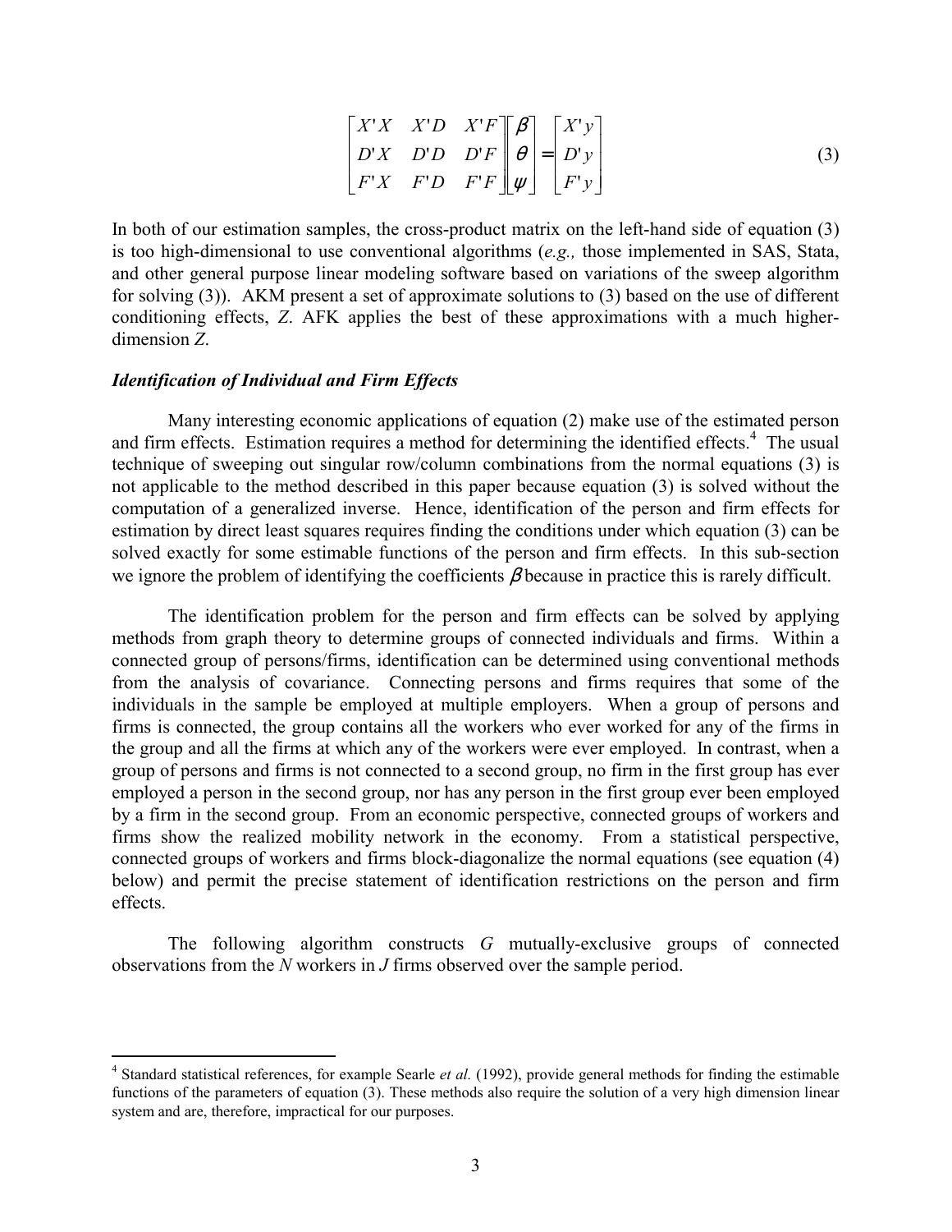$$
\begin{bmatrix} X'X & X'D & X'F \\ D'X & D'D & D'F \\ F'X & F'D & F'F \end{bmatrix} \begin{bmatrix} \beta \\ \theta \\ \psi \end{bmatrix} = \begin{bmatrix} X'y \\ D'y \\ F'y \end{bmatrix} \tag{3}
$$

In both of our estimation samples, the cross-product matrix on the left-hand side of equation (3) is too high-dimensional to use conventional algorithms (*e.g.,* those implemented in SAS, Stata, and other general purpose linear modeling software based on variations of the sweep algorithm for solving (3)). AKM present a set of approximate solutions to (3) based on the use of different conditioning effects, $Z$. AFK applies the best of these approximations with a much higher-dimension $Z$.

### *Identification of Individual and Firm Effects*

Many interesting economic applications of equation (2) make use of the estimated person and firm effects. Estimation requires a method for determining the identified effects.[4] The usual technique of sweeping out singular row/column combinations from the normal equations (3) is not applicable to the method described in this paper because equation (3) is solved without the computation of a generalized inverse. Hence, identification of the person and firm effects for estimation by direct least squares requires finding the conditions under which equation (3) can be solved exactly for some estimable functions of the person and firm effects. In this sub-section we ignore the problem of identifying the coefficients $\beta$ because in practice this is rarely difficult.

The identification problem for the person and firm effects can be solved by applying methods from graph theory to determine groups of connected individuals and firms. Within a connected group of persons/firms, identification can be determined using conventional methods from the analysis of covariance. Connecting persons and firms requires that some of the individuals in the sample be employed at multiple employers. When a group of persons and firms is connected, the group contains all the workers who ever worked for any of the firms in the group and all the firms at which any of the workers were ever employed. In contrast, when a group of persons and firms is not connected to a second group, no firm in the first group has ever employed a person in the second group, nor has any person in the first group ever been employed by a firm in the second group. From an economic perspective, connected groups of workers and firms show the realized mobility network in the economy. From a statistical perspective, connected groups of workers and firms block-diagonalize the normal equations (see equation (4) below) and permit the precise statement of identification restrictions on the person and firm effects.

The following algorithm constructs $G$ mutually-exclusive groups of connected observations from the $N$ workers in $J$ firms observed over the sample period.

---

[4] Standard statistical references, for example Searle *et al.* (1992), provide general methods for finding the estimable functions of the parameters of equation (3). These methods also require the solution of a very high dimension linear system and are, therefore, impractical for our purposes.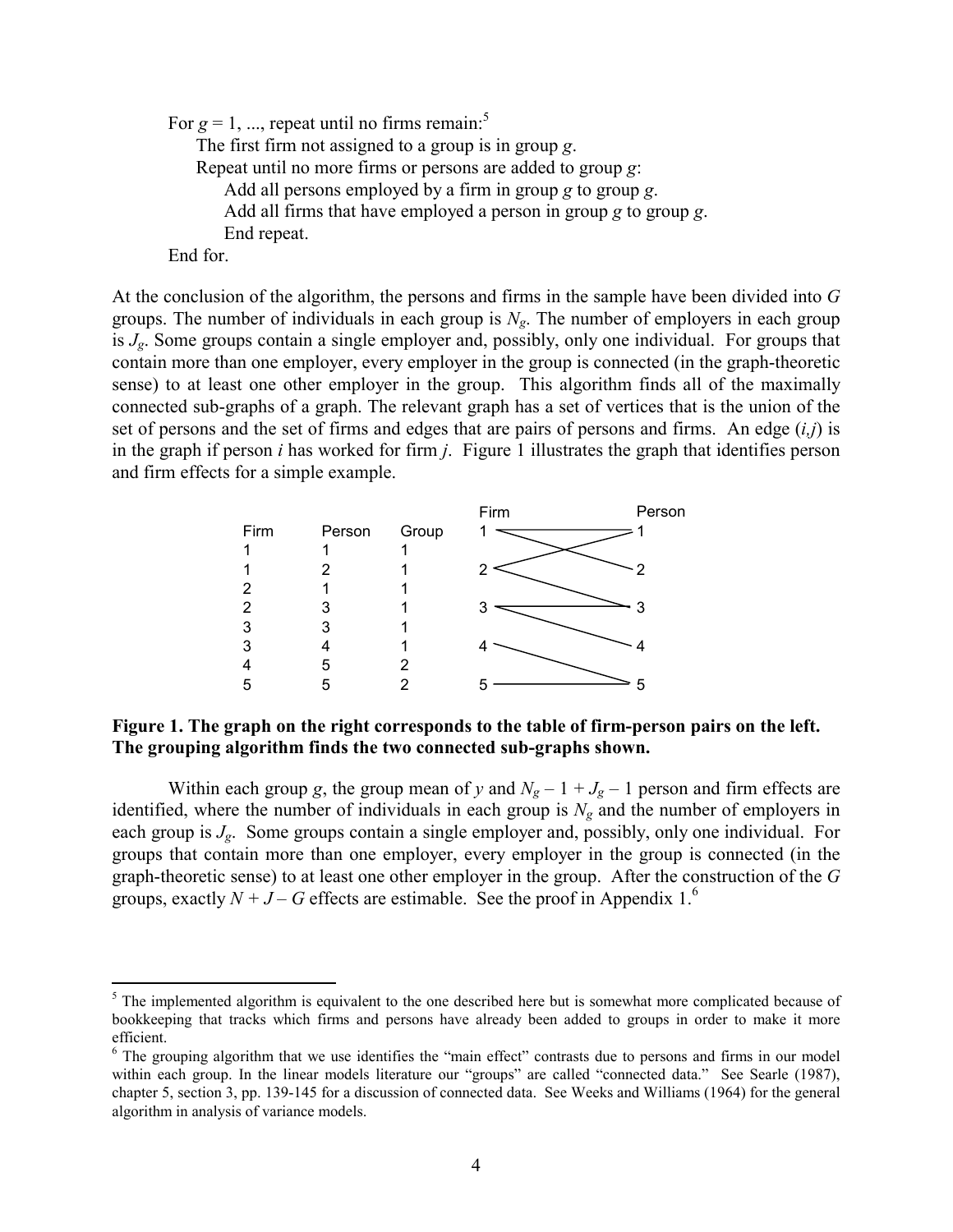For $g = 1, ...,$ repeat until no firms remain:[5]

The first firm not assigned to a group is in group $g$.

Repeat until no more firms or persons are added to group $g$:

Add all persons employed by a firm in group $g$ to group $g$.

Add all firms that have employed a person in group $g$ to group $g$.

End repeat.

End for.

At the conclusion of the algorithm, the persons and firms in the sample have been divided into $G$ groups. The number of individuals in each group is $N_g$. The number of employers in each group is $J_g$. Some groups contain a single employer and, possibly, only one individual. For groups that contain more than one employer, every employer in the group is connected (in the graph-theoretic sense) to at least one other employer in the group. This algorithm finds all of the maximally connected sub-graphs of a graph. The relevant graph has a set of vertices that is the union of the set of persons and the set of firms and edges that are pairs of persons and firms. An edge $(i,j)$ is in the graph if person $i$ has worked for firm $j$. Figure 1 illustrates the graph that identifies person and firm effects for a simple example.

| Firm | Person | Group |
|---|---|---|
| 1 | 1 | 1 |
| 1 | 2 | 1 |
| 2 | 1 | 1 |
| 2 | 3 | 1 |
| 3 | 3 | 1 |
| 3 | 4 | 1 |
| 4 | 5 | 2 |
| 5 | 5 | 2 |

**Figure 1. The graph on the right corresponds to the table of firm-person pairs on the left. The grouping algorithm finds the two connected sub-graphs shown.**

Within each group $g$, the group mean of $y$ and $N_g - 1 + J_g - 1$ person and firm effects are identified, where the number of individuals in each group is $N_g$ and the number of employers in each group is $J_g$. Some groups contain a single employer and, possibly, only one individual. For groups that contain more than one employer, every employer in the group is connected (in the graph-theoretic sense) to at least one other employer in the group. After the construction of the $G$ groups, exactly $N + J - G$ effects are estimable. See the proof in Appendix 1.[6]

---

[5] The implemented algorithm is equivalent to the one described here but is somewhat more complicated because of bookkeeping that tracks which firms and persons have already been added to groups in order to make it more efficient.

[6] The grouping algorithm that we use identifies the "main effect" contrasts due to persons and firms in our model within each group. In the linear models literature our "groups" are called "connected data." See Searle (1987), chapter 5, section 3, pp. 139-145 for a discussion of connected data. See Weeks and Williams (1964) for the general algorithm in analysis of variance models.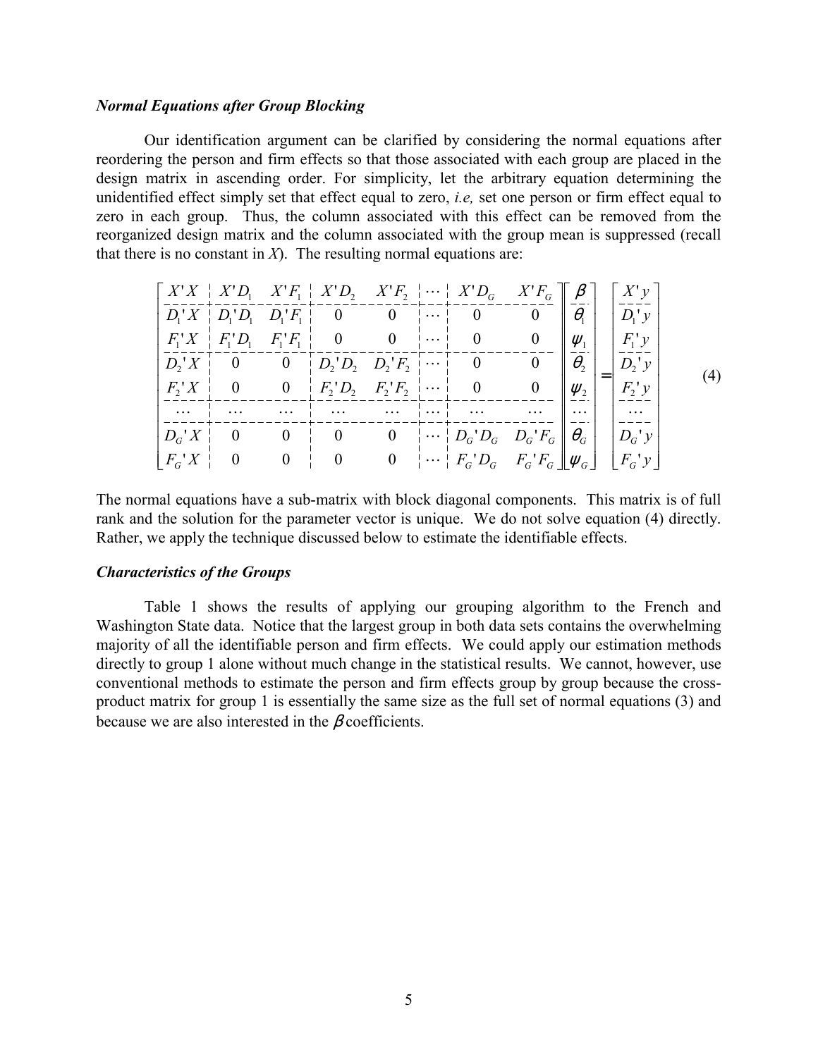### *Normal Equations after Group Blocking*

Our identification argument can be clarified by considering the normal equations after reordering the person and firm effects so that those associated with each group are placed in the design matrix in ascending order. For simplicity, let the arbitrary equation determining the unidentified effect simply set that effect equal to zero, *i.e,* set one person or firm effect equal to zero in each group. Thus, the column associated with this effect can be removed from the reorganized design matrix and the column associated with the group mean is suppressed (recall that there is no constant in $X$). The resulting normal equations are:

$$
\left[\begin{array}{c|cc|cc|c|cc}
X'X & X'D_1 & X'F_1 & X'D_2 & X'F_2 & \cdots & X'D_G & X'F_G \\
\hline
D_1'X & D_1'D_1 & D_1'F_1 & 0 & 0 & \cdots & 0 & 0 \\
F_1'X & F_1'D_1 & F_1'F_1 & 0 & 0 & \cdots & 0 & 0 \\
\hline
D_2'X & 0 & 0 & D_2'D_2 & D_2'F_2 & \cdots & 0 & 0 \\
F_2'X & 0 & 0 & F_2'D_2 & F_2'F_2 & \cdots & 0 & 0 \\
\hline
\cdots & \cdots & \cdots & \cdots & \cdots & \cdots & \cdots & \cdots \\
\hline
D_G'X & 0 & 0 & 0 & 0 & \cdots & D_G'D_G & D_G'F_G \\
F_G'X & 0 & 0 & 0 & 0 & \cdots & F_G'D_G & F_G'F_G
\end{array}\right]
\left[\begin{array}{c}
\beta \\ \hline \theta_1 \\ \psi_1 \\ \hline \theta_2 \\ \psi_2 \\ \hline \cdots \\ \hline \theta_G \\ \psi_G
\end{array}\right]
=
\left[\begin{array}{c}
X'y \\ \hline D_1'y \\ F_1'y \\ \hline D_2'y \\ F_2'y \\ \hline \cdots \\ \hline D_G'y \\ F_G'y
\end{array}\right]
\tag{4}
$$

The normal equations have a sub-matrix with block diagonal components. This matrix is of full rank and the solution for the parameter vector is unique. We do not solve equation (4) directly. Rather, we apply the technique discussed below to estimate the identifiable effects.

### *Characteristics of the Groups*

Table 1 shows the results of applying our grouping algorithm to the French and Washington State data. Notice that the largest group in both data sets contains the overwhelming majority of all the identifiable person and firm effects. We could apply our estimation methods directly to group 1 alone without much change in the statistical results. We cannot, however, use conventional methods to estimate the person and firm effects group by group because the cross-product matrix for group 1 is essentially the same size as the full set of normal equations (3) and because we are also interested in the $\beta$ coefficients.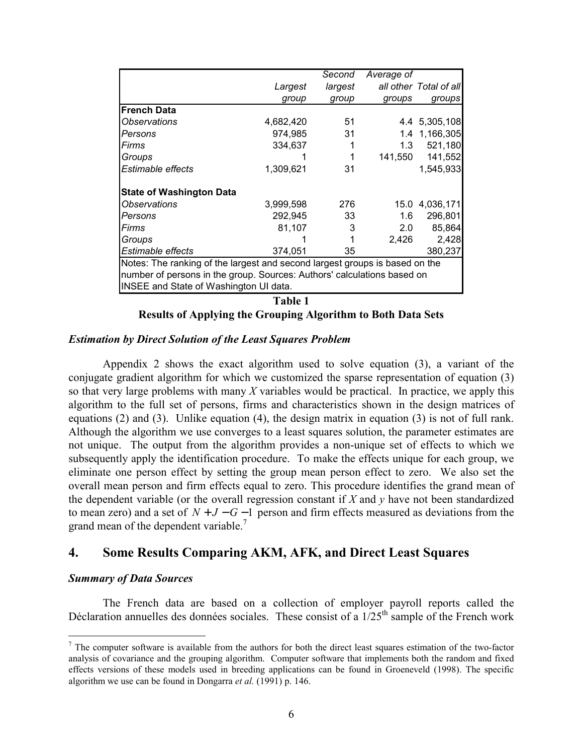| | Largest group | Second largest group | Average of all other groups | Total of all groups |
|---|---|---|---|---|
| **French Data** | | | | |
| *Observations* | 4,682,420 | 51 | 4.4 | 5,305,108 |
| *Persons* | 974,985 | 31 | 1.4 | 1,166,305 |
| *Firms* | 334,637 | 1 | 1.3 | 521,180 |
| *Groups* | 1 | 1 | 141,550 | 141,552 |
| *Estimable effects* | 1,309,621 | 31 | | 1,545,933 |
| **State of Washington Data** | | | | |
| *Observations* | 3,999,598 | 276 | 15.0 | 4,036,171 |
| *Persons* | 292,945 | 33 | 1.6 | 296,801 |
| *Firms* | 81,107 | 3 | 2.0 | 85,864 |
| *Groups* | 1 | 1 | 2,426 | 2,428 |
| *Estimable effects* | 374,051 | 35 | | 380,237 |

Notes: The ranking of the largest and second largest groups is based on the number of persons in the group. Sources: Authors' calculations based on INSEE and State of Washington UI data.

**Table 1**

**Results of Applying the Grouping Algorithm to Both Data Sets**

### *Estimation by Direct Solution of the Least Squares Problem*

Appendix 2 shows the exact algorithm used to solve equation (3), a variant of the conjugate gradient algorithm for which we customized the sparse representation of equation (3) so that very large problems with many $X$ variables would be practical. In practice, we apply this algorithm to the full set of persons, firms and characteristics shown in the design matrices of equations (2) and (3). Unlike equation (4), the design matrix in equation (3) is not of full rank. Although the algorithm we use converges to a least squares solution, the parameter estimates are not unique. The output from the algorithm provides a non-unique set of effects to which we subsequently apply the identification procedure. To make the effects unique for each group, we eliminate one person effect by setting the group mean person effect to zero. We also set the overall mean person and firm effects equal to zero. This procedure identifies the grand mean of the dependent variable (or the overall regression constant if $X$ and $y$ have not been standardized to mean zero) and a set of $N + J - G - 1$ person and firm effects measured as deviations from the grand mean of the dependent variable.[7]

## 4. Some Results Comparing AKM, AFK, and Direct Least Squares

### *Summary of Data Sources*

The French data are based on a collection of employer payroll reports called the Déclaration annuelles des données sociales. These consist of a $1/25^{\text{th}}$ sample of the French work

[7] The computer software is available from the authors for both the direct least squares estimation of the two-factor analysis of covariance and the grouping algorithm. Computer software that implements both the random and fixed effects versions of these models used in breeding applications can be found in Groeneveld (1998). The specific algorithm we use can be found in Dongarra *et al.* (1991) p. 146.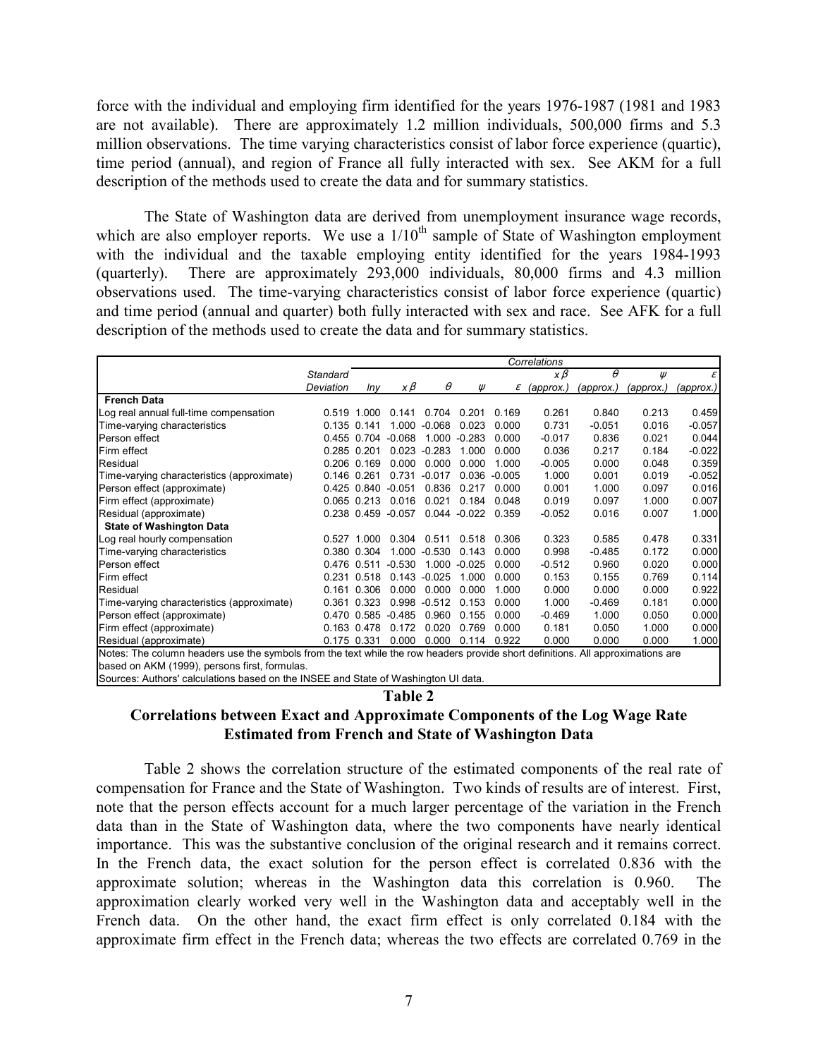force with the individual and employing firm identified for the years 1976-1987 (1981 and 1983 are not available). There are approximately 1.2 million individuals, 500,000 firms and 5.3 million observations. The time varying characteristics consist of labor force experience (quartic), time period (annual), and region of France all fully interacted with sex. See AKM for a full description of the methods used to create the data and for summary statistics.

The State of Washington data are derived from unemployment insurance wage records, which are also employer reports. We use a $1/10^{th}$ sample of State of Washington employment with the individual and the taxable employing entity identified for the years 1984-1993 (quarterly). There are approximately 293,000 individuals, 80,000 firms and 4.3 million observations used. The time-varying characteristics consist of labor force experience (quartic) and time period (annual and quarter) both fully interacted with sex and race. See AFK for a full description of the methods used to create the data and for summary statistics.

| | Standard Deviation | Correlations | | | | | | | | |
|---|---|---|---|---|---|---|---|---|---|---|
| | | *lny* | $x\beta$ | $\theta$ | $\psi$ | $\varepsilon$ | $x\beta$ *(approx.)* | $\theta$ *(approx.)* | $\psi$ *(approx.)* | $\varepsilon$ *(approx.)* |
| **French Data** | | | | | | | | | | |
| Log real annual full-time compensation | 0.519 | 1.000 | 0.141 | 0.704 | 0.201 | 0.169 | 0.261 | 0.840 | 0.213 | 0.459 |
| Time-varying characteristics | 0.135 | 0.141 | 1.000 | -0.068 | 0.023 | 0.000 | 0.731 | -0.051 | 0.016 | -0.057 |
| Person effect | 0.455 | 0.704 | -0.068 | 1.000 | -0.283 | 0.000 | -0.017 | 0.836 | 0.021 | 0.044 |
| Firm effect | 0.285 | 0.201 | 0.023 | -0.283 | 1.000 | 0.000 | 0.036 | 0.217 | 0.184 | -0.022 |
| Residual | 0.206 | 0.169 | 0.000 | 0.000 | 0.000 | 1.000 | -0.005 | 0.000 | 0.048 | 0.359 |
| Time-varying characteristics (approximate) | 0.146 | 0.261 | 0.731 | -0.017 | 0.036 | -0.005 | 1.000 | 0.001 | 0.019 | -0.052 |
| Person effect (approximate) | 0.425 | 0.840 | -0.051 | 0.836 | 0.217 | 0.000 | 0.001 | 1.000 | 0.097 | 0.016 |
| Firm effect (approximate) | 0.065 | 0.213 | 0.016 | 0.021 | 0.184 | 0.048 | 0.019 | 0.097 | 1.000 | 0.007 |
| Residual (approximate) | 0.238 | 0.459 | -0.057 | 0.044 | -0.022 | 0.359 | -0.052 | 0.016 | 0.007 | 1.000 |
| **State of Washington Data** | | | | | | | | | | |
| Log real hourly compensation | 0.527 | 1.000 | 0.304 | 0.511 | 0.518 | 0.306 | 0.323 | 0.585 | 0.478 | 0.331 |
| Time-varying characteristics | 0.380 | 0.304 | 1.000 | -0.530 | 0.143 | 0.000 | 0.998 | -0.485 | 0.172 | 0.000 |
| Person effect | 0.476 | 0.511 | -0.530 | 1.000 | -0.025 | 0.000 | -0.512 | 0.960 | 0.020 | 0.000 |
| Firm effect | 0.231 | 0.518 | 0.143 | -0.025 | 1.000 | 0.000 | 0.153 | 0.155 | 0.769 | 0.114 |
| Residual | 0.161 | 0.306 | 0.000 | 0.000 | 0.000 | 1.000 | 0.000 | 0.000 | 0.000 | 0.922 |
| Time-varying characteristics (approximate) | 0.361 | 0.323 | 0.998 | -0.512 | 0.153 | 0.000 | 1.000 | -0.469 | 0.181 | 0.000 |
| Person effect (approximate) | 0.470 | 0.585 | -0.485 | 0.960 | 0.155 | 0.000 | -0.469 | 1.000 | 0.050 | 0.000 |
| Firm effect (approximate) | 0.163 | 0.478 | 0.172 | 0.020 | 0.769 | 0.000 | 0.181 | 0.050 | 1.000 | 0.000 |
| Residual (approximate) | 0.175 | 0.331 | 0.000 | 0.000 | 0.114 | 0.922 | 0.000 | 0.000 | 0.000 | 1.000 |

Notes: The column headers use the symbols from the text while the row headers provide short definitions. All approximations are based on AKM (1999), persons first, formulas.

Sources: Authors' calculations based on the INSEE and State of Washington UI data.

**Table 2**

**Correlations between Exact and Approximate Components of the Log Wage Rate Estimated from French and State of Washington Data**

Table 2 shows the correlation structure of the estimated components of the real rate of compensation for France and the State of Washington. Two kinds of results are of interest. First, note that the person effects account for a much larger percentage of the variation in the French data than in the State of Washington data, where the two components have nearly identical importance. This was the substantive conclusion of the original research and it remains correct. In the French data, the exact solution for the person effect is correlated 0.836 with the approximate solution; whereas in the Washington data this correlation is 0.960. The approximation clearly worked very well in the Washington data and acceptably well in the French data. On the other hand, the exact firm effect is only correlated 0.184 with the approximate firm effect in the French data; whereas the two effects are correlated 0.769 in the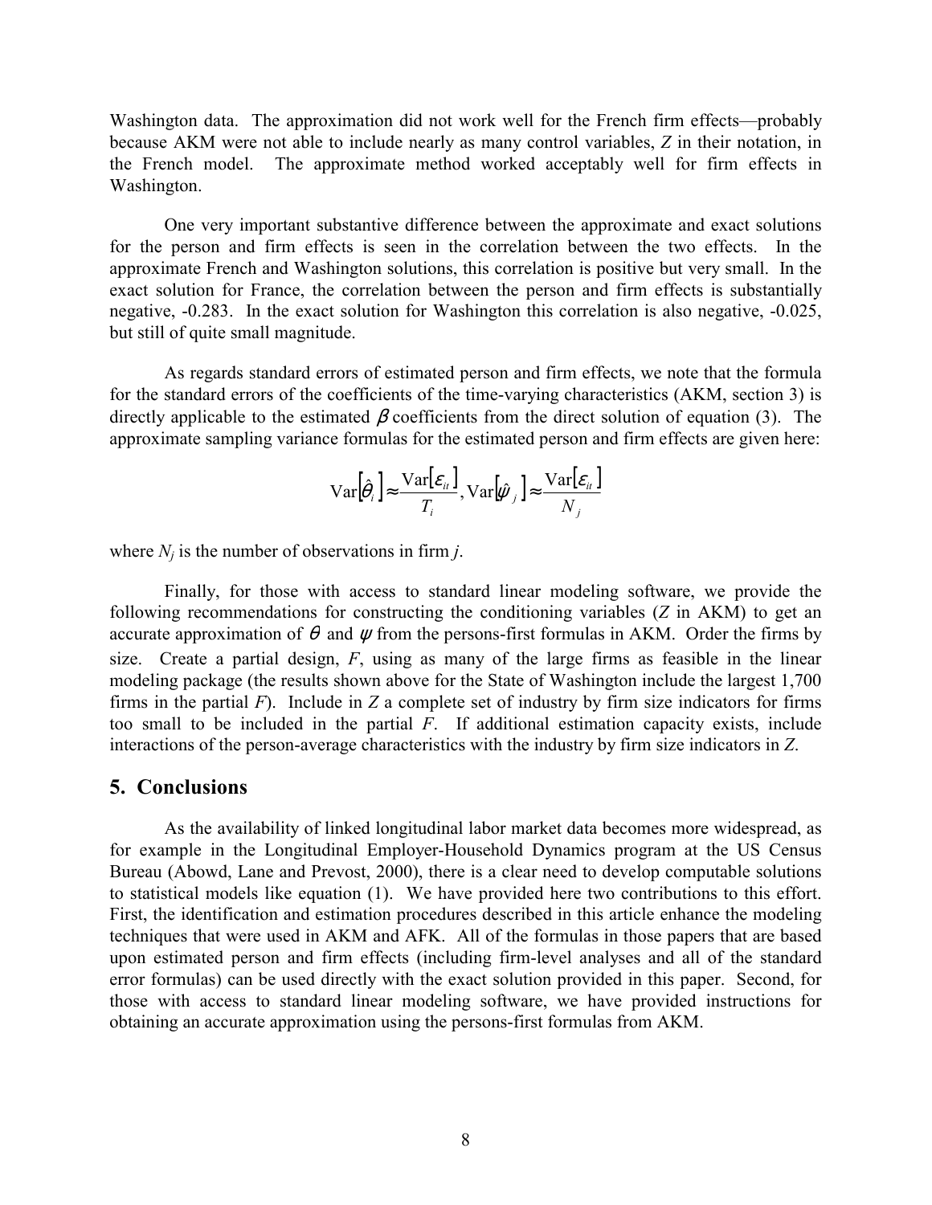Washington data. The approximation did not work well for the French firm effects—probably because AKM were not able to include nearly as many control variables, *Z* in their notation, in the French model. The approximate method worked acceptably well for firm effects in Washington.

One very important substantive difference between the approximate and exact solutions for the person and firm effects is seen in the correlation between the two effects. In the approximate French and Washington solutions, this correlation is positive but very small. In the exact solution for France, the correlation between the person and firm effects is substantially negative, -0.283. In the exact solution for Washington this correlation is also negative, -0.025, but still of quite small magnitude.

As regards standard errors of estimated person and firm effects, we note that the formula for the standard errors of the coefficients of the time-varying characteristics (AKM, section 3) is directly applicable to the estimated $\beta$ coefficients from the direct solution of equation (3). The approximate sampling variance formulas for the estimated person and firm effects are given here:

$$\text{Var}\left[\hat{\theta}_i\right] \approx \frac{\text{Var}\left[\varepsilon_{it}\right]}{T_i}, \text{Var}\left[\hat{\psi}_j\right] \approx \frac{\text{Var}\left[\varepsilon_{it}\right]}{N_j}$$

where $N_j$ is the number of observations in firm *j*.

Finally, for those with access to standard linear modeling software, we provide the following recommendations for constructing the conditioning variables (*Z* in AKM) to get an accurate approximation of $\theta$ and $\psi$ from the persons-first formulas in AKM. Order the firms by size. Create a partial design, *F*, using as many of the large firms as feasible in the linear modeling package (the results shown above for the State of Washington include the largest 1,700 firms in the partial *F*). Include in *Z* a complete set of industry by firm size indicators for firms too small to be included in the partial *F*. If additional estimation capacity exists, include interactions of the person-average characteristics with the industry by firm size indicators in *Z*.

## 5. Conclusions

As the availability of linked longitudinal labor market data becomes more widespread, as for example in the Longitudinal Employer-Household Dynamics program at the US Census Bureau (Abowd, Lane and Prevost, 2000), there is a clear need to develop computable solutions to statistical models like equation (1). We have provided here two contributions to this effort. First, the identification and estimation procedures described in this article enhance the modeling techniques that were used in AKM and AFK. All of the formulas in those papers that are based upon estimated person and firm effects (including firm-level analyses and all of the standard error formulas) can be used directly with the exact solution provided in this paper. Second, for those with access to standard linear modeling software, we have provided instructions for obtaining an accurate approximation using the persons-first formulas from AKM.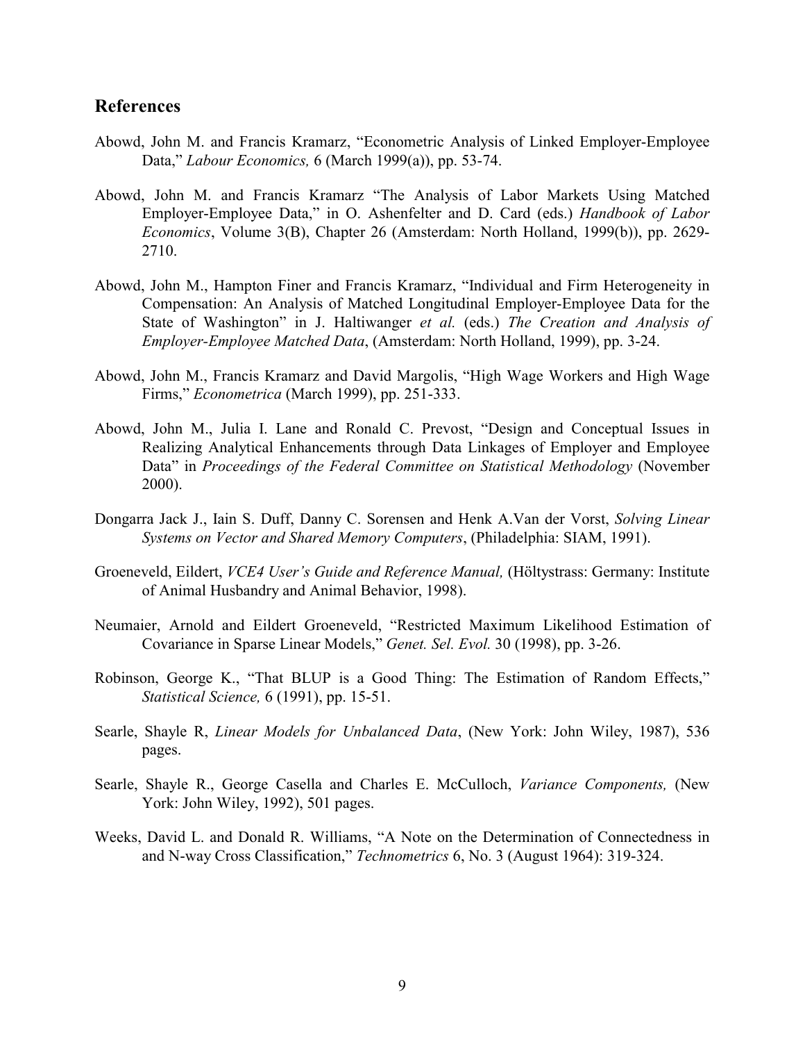## References

Abowd, John M. and Francis Kramarz, "Econometric Analysis of Linked Employer-Employee Data," *Labour Economics,* 6 (March 1999(a)), pp. 53-74.

Abowd, John M. and Francis Kramarz "The Analysis of Labor Markets Using Matched Employer-Employee Data," in O. Ashenfelter and D. Card (eds.) *Handbook of Labor Economics*, Volume 3(B), Chapter 26 (Amsterdam: North Holland, 1999(b)), pp. 2629-2710.

Abowd, John M., Hampton Finer and Francis Kramarz, "Individual and Firm Heterogeneity in Compensation: An Analysis of Matched Longitudinal Employer-Employee Data for the State of Washington" in J. Haltiwanger *et al.* (eds.) *The Creation and Analysis of Employer-Employee Matched Data*, (Amsterdam: North Holland, 1999), pp. 3-24.

Abowd, John M., Francis Kramarz and David Margolis, "High Wage Workers and High Wage Firms," *Econometrica* (March 1999), pp. 251-333.

Abowd, John M., Julia I. Lane and Ronald C. Prevost, "Design and Conceptual Issues in Realizing Analytical Enhancements through Data Linkages of Employer and Employee Data" in *Proceedings of the Federal Committee on Statistical Methodology* (November 2000).

Dongarra Jack J., Iain S. Duff, Danny C. Sorensen and Henk A.Van der Vorst, *Solving Linear Systems on Vector and Shared Memory Computers*, (Philadelphia: SIAM, 1991).

Groeneveld, Eildert, *VCE4 User's Guide and Reference Manual,* (Höltystrass: Germany: Institute of Animal Husbandry and Animal Behavior, 1998).

Neumaier, Arnold and Eildert Groeneveld, "Restricted Maximum Likelihood Estimation of Covariance in Sparse Linear Models," *Genet. Sel. Evol.* 30 (1998), pp. 3-26.

Robinson, George K., "That BLUP is a Good Thing: The Estimation of Random Effects," *Statistical Science,* 6 (1991), pp. 15-51.

Searle, Shayle R, *Linear Models for Unbalanced Data*, (New York: John Wiley, 1987), 536 pages.

Searle, Shayle R., George Casella and Charles E. McCulloch, *Variance Components,* (New York: John Wiley, 1992), 501 pages.

Weeks, David L. and Donald R. Williams, "A Note on the Determination of Connectedness in and N-way Cross Classification," *Technometrics* 6, No. 3 (August 1964): 319-324.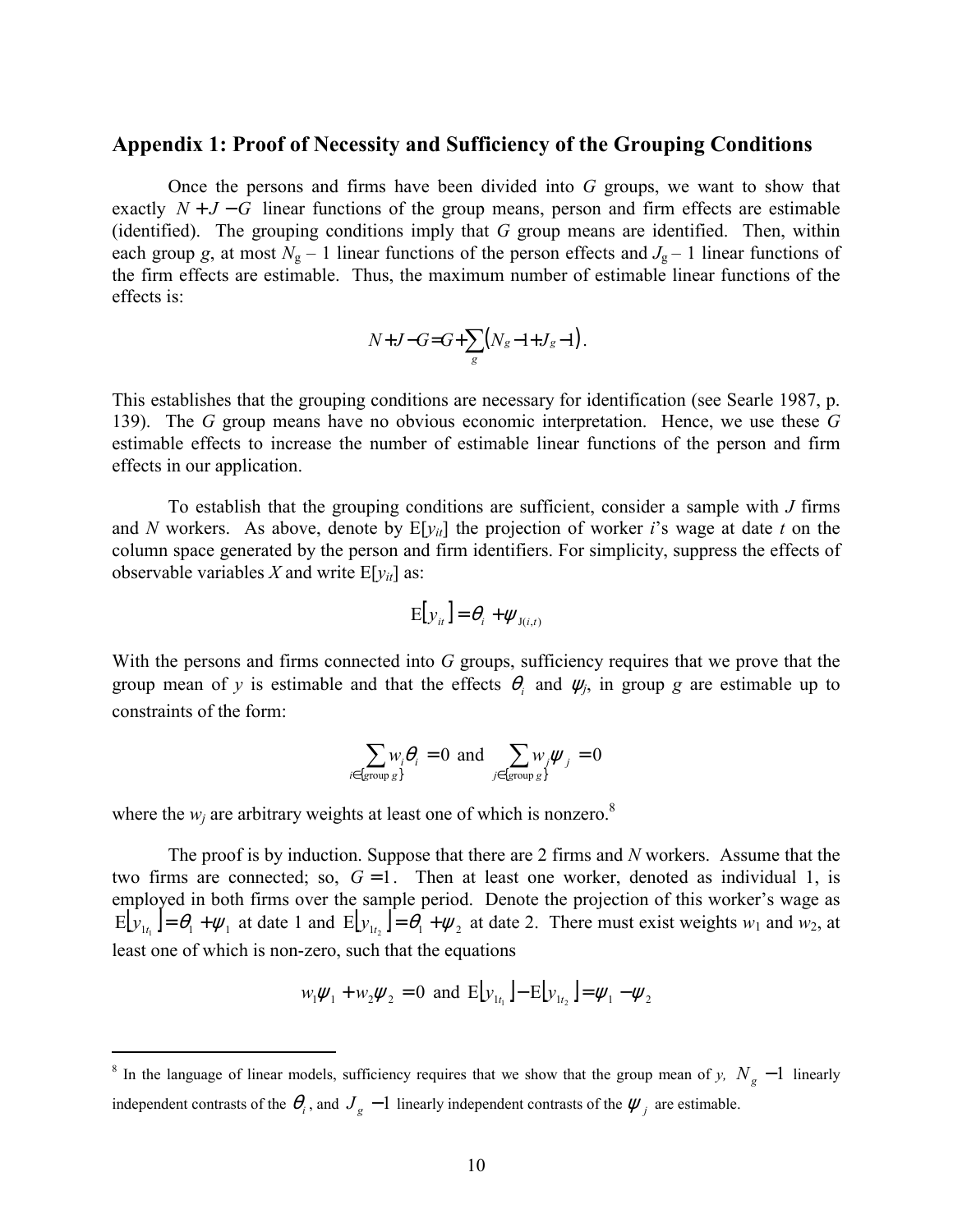## Appendix 1: Proof of Necessity and Sufficiency of the Grouping Conditions

Once the persons and firms have been divided into *G* groups, we want to show that exactly $N + J - G$ linear functions of the group means, person and firm effects are estimable (identified). The grouping conditions imply that *G* group means are identified. Then, within each group *g*, at most $N_g - 1$ linear functions of the person effects and $J_g - 1$ linear functions of the firm effects are estimable. Thus, the maximum number of estimable linear functions of the effects is:

$$N + J - G = G + \sum_g (N_g - 1 + J_g - 1).$$

This establishes that the grouping conditions are necessary for identification (see Searle 1987, p. 139). The *G* group means have no obvious economic interpretation. Hence, we use these *G* estimable effects to increase the number of estimable linear functions of the person and firm effects in our application.

To establish that the grouping conditions are sufficient, consider a sample with *J* firms and *N* workers. As above, denote by $\mathrm{E}[y_{it}]$ the projection of worker *i*'s wage at date *t* on the column space generated by the person and firm identifiers. For simplicity, suppress the effects of observable variables *X* and write $\mathrm{E}[y_{it}]$ as:

$$\mathrm{E}[y_{it}] = \theta_i + \psi_{\mathrm{J}(i,t)}$$

With the persons and firms connected into *G* groups, sufficiency requires that we prove that the group mean of *y* is estimable and that the effects $\theta_i$ and $\psi_j$, in group *g* are estimable up to constraints of the form:

$$\sum_{i \in \{\text{group } g\}} w_i \theta_i = 0 \text{ and } \sum_{j \in \{\text{group } g\}} w_j \psi_j = 0$$

where the $w_j$ are arbitrary weights at least one of which is nonzero.[8]

The proof is by induction. Suppose that there are 2 firms and *N* workers. Assume that the two firms are connected; so, $G = 1$. Then at least one worker, denoted as individual 1, is employed in both firms over the sample period. Denote the projection of this worker's wage as $\mathrm{E}[y_{1t_1}] = \theta_1 + \psi_1$ at date 1 and $\mathrm{E}[y_{1t_2}] = \theta_1 + \psi_2$ at date 2. There must exist weights $w_1$ and $w_2$, at least one of which is non-zero, such that the equations

$$w_1\psi_1 + w_2\psi_2 = 0 \text{ and } \mathrm{E}[y_{1t_1}] - \mathrm{E}[y_{1t_2}] = \psi_1 - \psi_2$$

---

[8] In the language of linear models, sufficiency requires that we show that the group mean of *y*, $N_g - 1$ linearly independent contrasts of the $\theta_i$, and $J_g - 1$ linearly independent contrasts of the $\psi_j$ are estimable.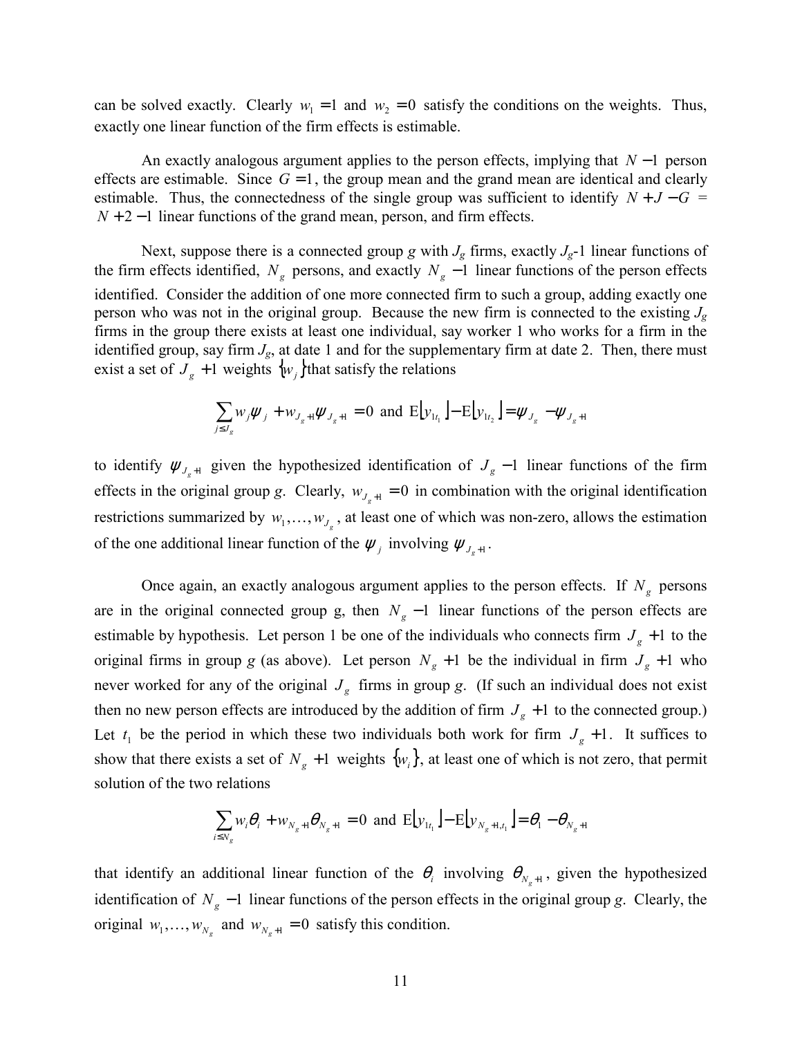can be solved exactly. Clearly $w_1 = 1$ and $w_2 = 0$ satisfy the conditions on the weights. Thus, exactly one linear function of the firm effects is estimable.

An exactly analogous argument applies to the person effects, implying that $N - 1$ person effects are estimable. Since $G = 1$, the group mean and the grand mean are identical and clearly estimable. Thus, the connectedness of the single group was sufficient to identify $N + J - G$ = $N + 2 - 1$ linear functions of the grand mean, person, and firm effects.

Next, suppose there is a connected group *g* with $J_g$ firms, exactly $J_g$-1 linear functions of the firm effects identified, $N_g$ persons, and exactly $N_g - 1$ linear functions of the person effects identified. Consider the addition of one more connected firm to such a group, adding exactly one person who was not in the original group. Because the new firm is connected to the existing $J_g$ firms in the group there exists at least one individual, say worker 1 who works for a firm in the identified group, say firm $J_g$, at date 1 and for the supplementary firm at date 2. Then, there must exist a set of $J_g + 1$ weights $\{w_j\}$ that satisfy the relations

$$\sum_{j \leq J_g} w_j \psi_j + w_{J_g+1} \psi_{J_g+1} = 0 \text{ and } \mathrm{E}\lfloor y_{1t_1} \rfloor - \mathrm{E}\lfloor y_{1t_2} \rfloor = \psi_{J_g} - \psi_{J_g+1}$$

to identify $\psi_{J_g+1}$ given the hypothesized identification of $J_g - 1$ linear functions of the firm effects in the original group *g*. Clearly, $w_{J_g+1} = 0$ in combination with the original identification restrictions summarized by $w_1, \ldots, w_{J_g}$, at least one of which was non-zero, allows the estimation of the one additional linear function of the $\psi_j$ involving $\psi_{J_g+1}$.

Once again, an exactly analogous argument applies to the person effects. If $N_g$ persons are in the original connected group g, then $N_g - 1$ linear functions of the person effects are estimable by hypothesis. Let person 1 be one of the individuals who connects firm $J_g + 1$ to the original firms in group *g* (as above). Let person $N_g + 1$ be the individual in firm $J_g + 1$ who never worked for any of the original $J_g$ firms in group *g*. (If such an individual does not exist then no new person effects are introduced by the addition of firm $J_g + 1$ to the connected group.) Let $t_1$ be the period in which these two individuals both work for firm $J_g + 1$. It suffices to show that there exists a set of $N_g + 1$ weights $\{w_i\}$, at least one of which is not zero, that permit solution of the two relations

$$\sum_{i \leq N_g} w_i \theta_i + w_{N_g+1} \theta_{N_g+1} = 0 \text{ and } \mathrm{E}\lfloor y_{1t_1} \rfloor - \mathrm{E}\lfloor y_{N_g+1,t_1} \rfloor = \theta_1 - \theta_{N_g+1}$$

that identify an additional linear function of the $\theta_i$ involving $\theta_{N_g+1}$, given the hypothesized identification of $N_g - 1$ linear functions of the person effects in the original group *g*. Clearly, the original $w_1, \ldots, w_{N_g}$ and $w_{N_g+1} = 0$ satisfy this condition.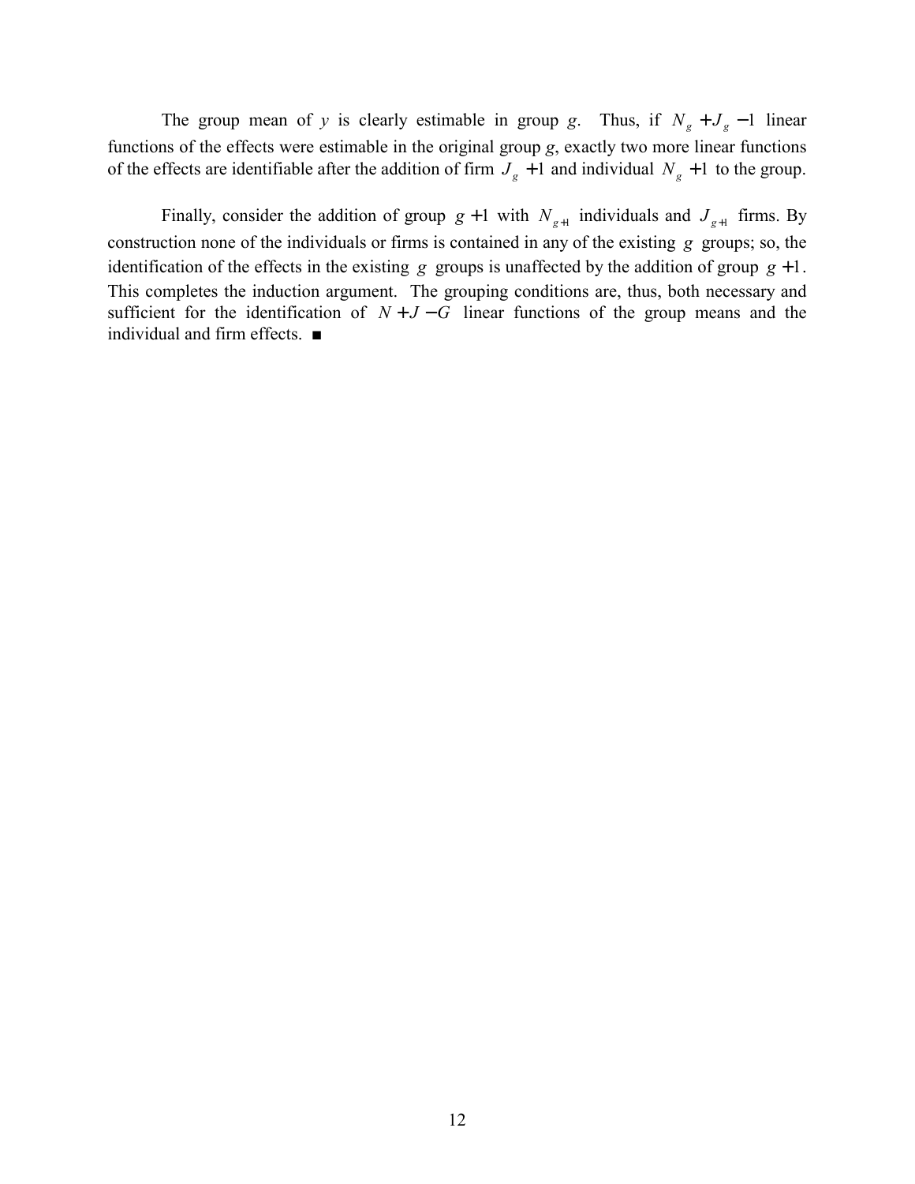The group mean of *y* is clearly estimable in group *g*. Thus, if $N_g + J_g - 1$ linear functions of the effects were estimable in the original group *g*, exactly two more linear functions of the effects are identifiable after the addition of firm $J_g + 1$ and individual $N_g + 1$ to the group.

Finally, consider the addition of group $g+1$ with $N_{g+1}$ individuals and $J_{g+1}$ firms. By construction none of the individuals or firms is contained in any of the existing $g$ groups; so, the identification of the effects in the existing $g$ groups is unaffected by the addition of group $g+1$. This completes the induction argument. The grouping conditions are, thus, both necessary and sufficient for the identification of $N + J - G$ linear functions of the group means and the individual and firm effects. ■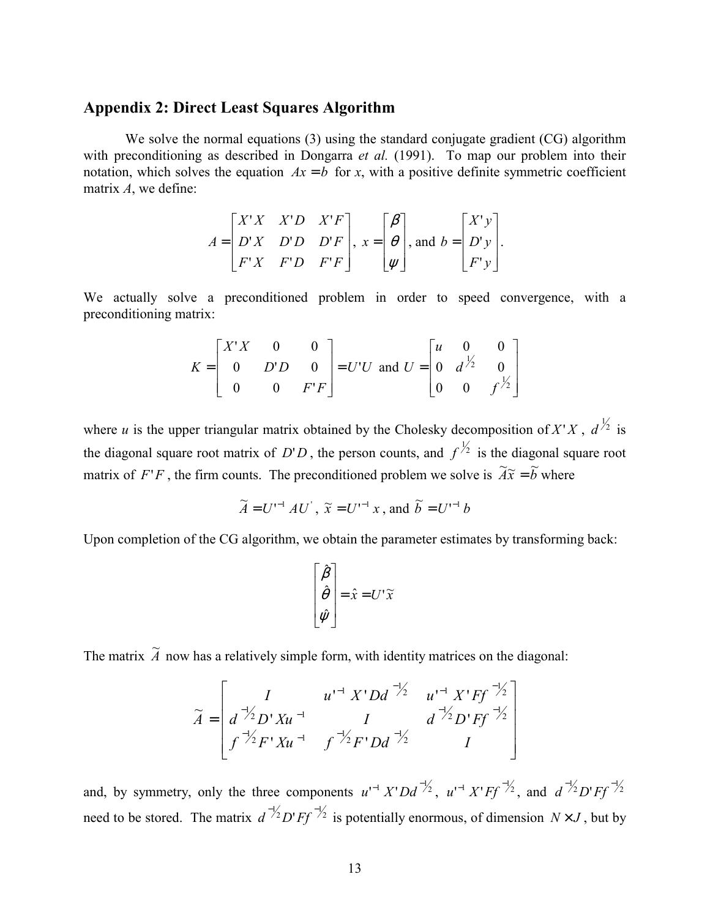## Appendix 2: Direct Least Squares Algorithm

We solve the normal equations (3) using the standard conjugate gradient (CG) algorithm with preconditioning as described in Dongarra *et al.* (1991). To map our problem into their notation, which solves the equation $Ax = b$ for $x$, with a positive definite symmetric coefficient matrix $A$, we define:

$$A = \begin{bmatrix} X'X & X'D & X'F \\ D'X & D'D & D'F \\ F'X & F'D & F'F \end{bmatrix}, \; x = \begin{bmatrix} \beta \\ \theta \\ \psi \end{bmatrix}, \text{ and } b = \begin{bmatrix} X'y \\ D'y \\ F'y \end{bmatrix}.$$

We actually solve a preconditioned problem in order to speed convergence, with a preconditioning matrix:

$$K = \begin{bmatrix} X'X & 0 & 0 \\ 0 & D'D & 0 \\ 0 & 0 & F'F \end{bmatrix} = U'U \text{ and } U = \begin{bmatrix} u & 0 & 0 \\ 0 & d^{1/2} & 0 \\ 0 & 0 & f^{1/2} \end{bmatrix}$$

where $u$ is the upper triangular matrix obtained by the Cholesky decomposition of $X'X$, $d^{1/2}$ is the diagonal square root matrix of $D'D$, the person counts, and $f^{1/2}$ is the diagonal square root matrix of $F'F$, the firm counts. The preconditioned problem we solve is $\tilde{A}\tilde{x} = \tilde{b}$ where

$$\tilde{A} = U'^{-1} A U^{'}, \; \tilde{x} = U'^{-1} x, \text{ and } \tilde{b} = U'^{-1} b$$

Upon completion of the CG algorithm, we obtain the parameter estimates by transforming back:

$$\begin{bmatrix} \hat{\beta} \\ \hat{\theta} \\ \hat{\psi} \end{bmatrix} = \hat{x} = U'\tilde{x}$$

The matrix $\tilde{A}$ now has a relatively simple form, with identity matrices on the diagonal:

$$\tilde{A} = \begin{bmatrix} I & u'^{-1} X'Dd^{-1/2} & u'^{-1} X'Ff^{-1/2} \\ d^{-1/2} D'Xu^{-1} & I & d^{-1/2} D'Ff^{-1/2} \\ f^{-1/2} F'Xu^{-1} & f^{-1/2} F'Dd^{-1/2} & I \end{bmatrix}$$

and, by symmetry, only the three components $u'^{-1} X'Dd^{-1/2}$, $u'^{-1} X'Ff^{-1/2}$, and $d^{-1/2} D'Ff^{-1/2}$ need to be stored. The matrix $d^{-1/2} D'Ff^{-1/2}$ is potentially enormous, of dimension $N \times J$, but by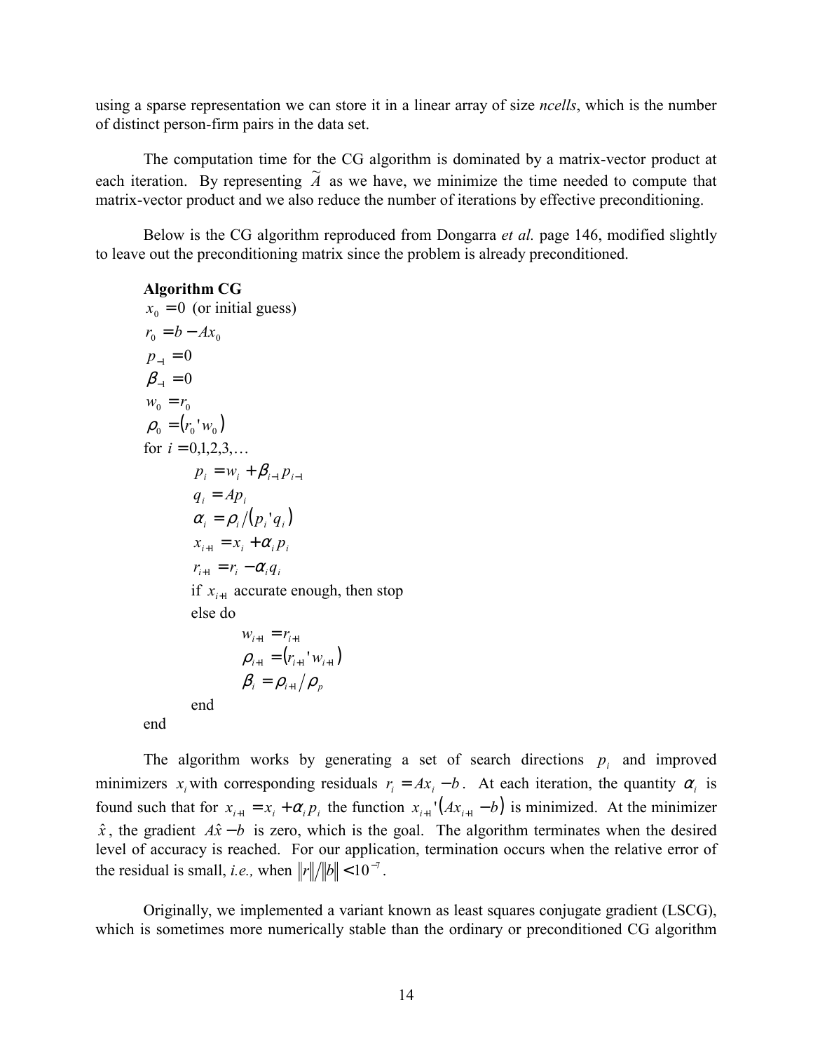using a sparse representation we can store it in a linear array of size *ncells*, which is the number of distinct person-firm pairs in the data set.

The computation time for the CG algorithm is dominated by a matrix-vector product at each iteration. By representing $\widetilde{A}$ as we have, we minimize the time needed to compute that matrix-vector product and we also reduce the number of iterations by effective preconditioning.

Below is the CG algorithm reproduced from Dongarra *et al.* page 146, modified slightly to leave out the preconditioning matrix since the problem is already preconditioned.

**Algorithm CG**

$x_0 = 0$ (or initial guess)

$r_0 = b - Ax_0$

$p_{-1} = 0$

$\beta_{-1} = 0$

$w_0 = r_0$

$\rho_0 = (r_0 ' w_0)$

for $i = 0,1,2,3,\ldots$

  $p_i = w_i + \beta_{i-1} p_{i-1}$

  $q_i = Ap_i$

  $\alpha_i = \rho_i / (p_i ' q_i)$

  $x_{i+1} = x_i + \alpha_i p_i$

  $r_{i+1} = r_i - \alpha_i q_i$

  if $x_{i+1}$ accurate enough, then stop

  else do

    $w_{i+1} = r_{i+1}$

    $\rho_{i+1} = (r_{i+1} ' w_{i+1})$

    $\beta_i = \rho_{i+1} / \rho_p$

  end

end

The algorithm works by generating a set of search directions $p_i$ and improved minimizers $x_i$ with corresponding residuals $r_i = Ax_i - b$. At each iteration, the quantity $\alpha_i$ is found such that for $x_{i+1} = x_i + \alpha_i p_i$ the function $x_{i+1}'(Ax_{i+1} - b)$ is minimized. At the minimizer $\hat{x}$, the gradient $A\hat{x} - b$ is zero, which is the goal. The algorithm terminates when the desired level of accuracy is reached. For our application, termination occurs when the relative error of the residual is small, *i.e.,* when $\|r\| / \|b\| < 10^{-7}$.

Originally, we implemented a variant known as least squares conjugate gradient (LSCG), which is sometimes more numerically stable than the ordinary or preconditioned CG algorithm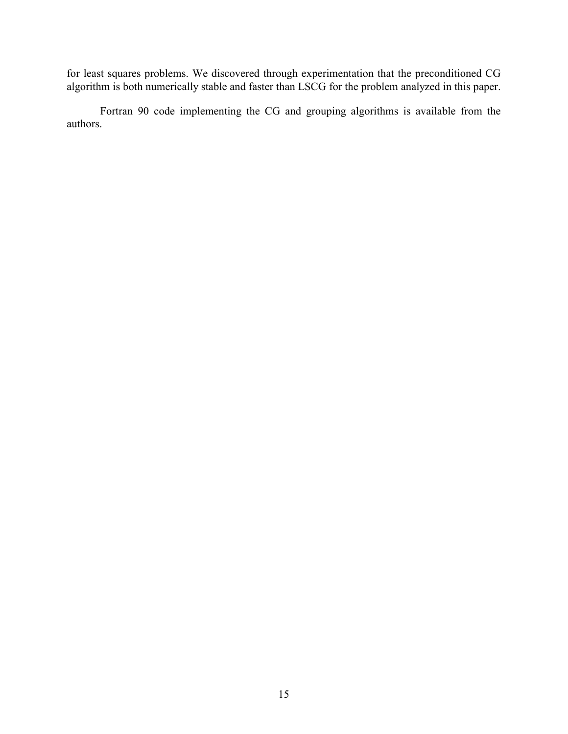for least squares problems. We discovered through experimentation that the preconditioned CG algorithm is both numerically stable and faster than LSCG for the problem analyzed in this paper.

Fortran 90 code implementing the CG and grouping algorithms is available from the authors.